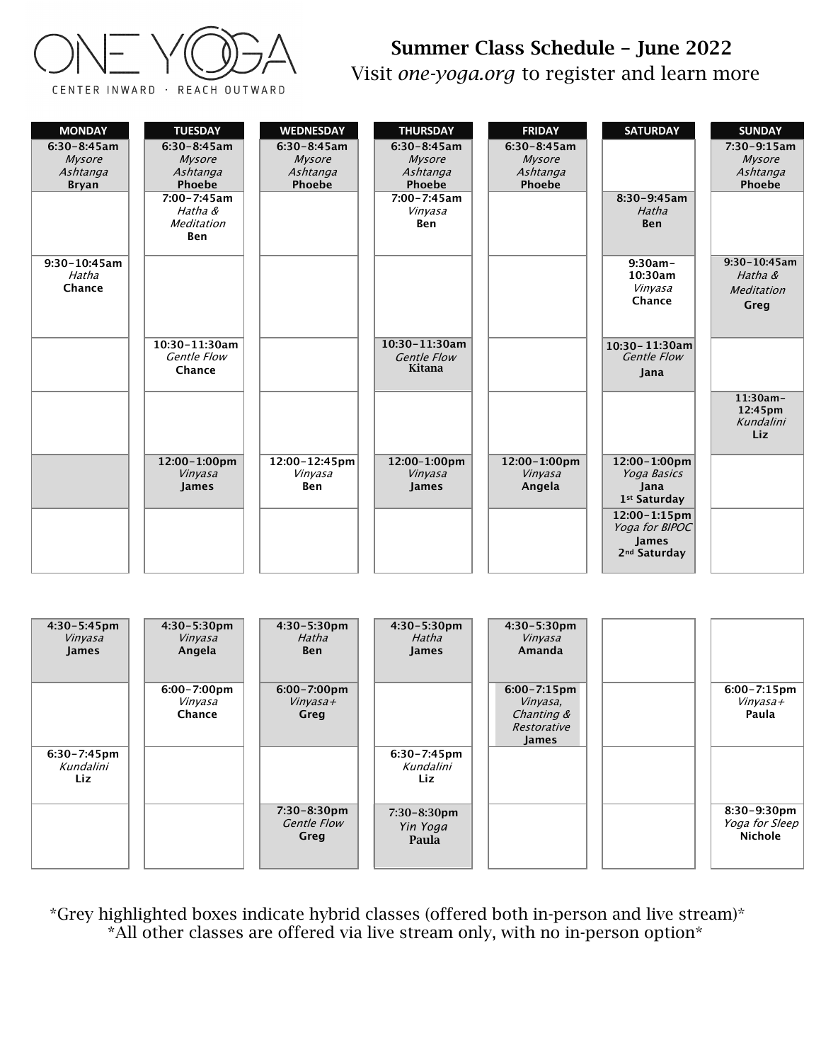# ONE YOGA

CENTER INWARD · REACH OUTWARD

## Summer Class Schedule – June 2022

Visit *one-yoga.org* to register and learn more

| MONDAY | TUESDAY | WEDNESDAY | THURSDAY | FRIDAY | SATURDAY | SUNDAY |
|---|---|---|---|---|---|---|
| **6:30-8:45am** *Mysore Ashtanga* **Bryan** | **6:30-8:45am** *Mysore Ashtanga* **Phoebe** | **6:30-8:45am** *Mysore Ashtanga* **Phoebe** | **6:30-8:45am** *Mysore Ashtanga* **Phoebe** | **6:30-8:45am** *Mysore Ashtanga* **Phoebe** | | **7:30-9:15am** *Mysore Ashtanga* **Phoebe** |
| | **7:00-7:45am** *Hatha & Meditation* **Ben** | | **7:00-7:45am** *Vinyasa* **Ben** | | **8:30-9:45am** *Hatha* **Ben** | |
| **9:30-10:45am** *Hatha* **Chance** | | | | | **9:30am-10:30am** *Vinyasa* **Chance** | **9:30-10:45am** *Hatha & Meditation* **Greg** |
| | **10:30-11:30am** *Gentle Flow* **Chance** | | **10:30-11:30am** *Gentle Flow* **Kitana** | | **10:30-11:30am** *Gentle Flow* **Jana** | |
| | | | | | | **11:30am-12:45pm** *Kundalini* **Liz** |
| | **12:00-1:00pm** *Vinyasa* **James** | **12:00-12:45pm** *Vinyasa* **Ben** | **12:00-1:00pm** *Vinyasa* **James** | **12:00-1:00pm** *Vinyasa* **Angela** | **12:00-1:00pm** *Yoga Basics* **Jana** **1st Saturday** | |
| | | | | | **12:00-1:15pm** *Yoga for BIPOC* **James** **2nd Saturday** | |
| **4:30-5:45pm** *Vinyasa* **James** | **4:30-5:30pm** *Vinyasa* **Angela** | **4:30-5:30pm** *Hatha* **Ben** | **4:30-5:30pm** *Hatha* **James** | **4:30-5:30pm** *Vinyasa* **Amanda** | | |
| | **6:00-7:00pm** *Vinyasa* **Chance** | **6:00-7:00pm** *Vinyasa+* **Greg** | | **6:00-7:15pm** *Vinyasa, Chanting & Restorative* **James** | | **6:00-7:15pm** *Vinyasa+* **Paula** |
| **6:30-7:45pm** *Kundalini* **Liz** | | | **6:30-7:45pm** *Kundalini* **Liz** | | | |
| | | **7:30-8:30pm** *Gentle Flow* **Greg** | **7:30-8:30pm** *Yin Yoga* **Paula** | | | **8:30-9:30pm** *Yoga for Sleep* **Nichole** |

\*Grey highlighted boxes indicate hybrid classes (offered both in-person and live stream)\*

\*All other classes are offered via live stream only, with no in-person option\*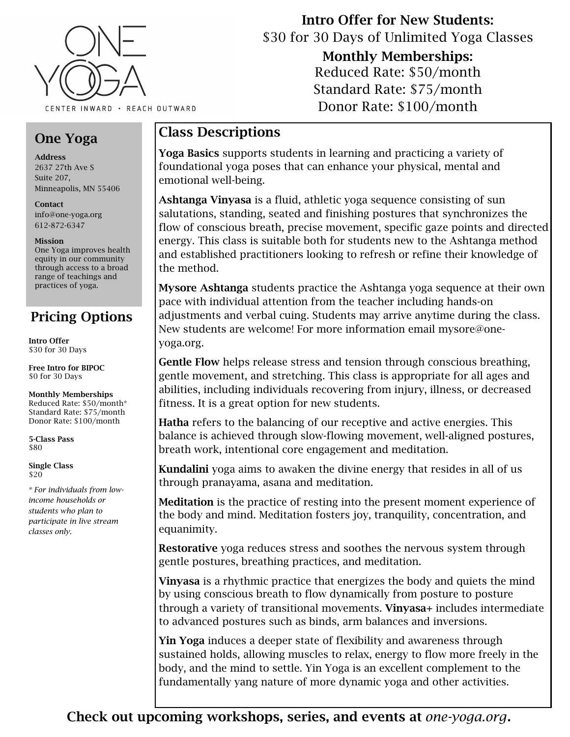ONE YOGA

CENTER INWARD • REACH OUTWARD

**Intro Offer for New Students:**
$30 for 30 Days of Unlimited Yoga Classes

**Monthly Memberships:**
Reduced Rate: $50/month
Standard Rate: $75/month
Donor Rate: $100/month

## One Yoga

**Address**
2637 27th Ave S
Suite 207,
Minneapolis, MN 55406

**Contact**
info@one-yoga.org
612-872-6347

**Mission**
One Yoga improves health equity in our community through access to a broad range of teachings and practices of yoga.

## Pricing Options

**Intro Offer**
$30 for 30 Days

**Free Intro for BIPOC**
$0 for 30 Days

**Monthly Memberships**
Reduced Rate: $50/month*
Standard Rate: $75/month
Donor Rate: $100/month

**5-Class Pass**
$80

**Single Class**
$20

*\* For individuals from low-income households or students who plan to participate in live stream classes only.*

## Class Descriptions

**Yoga Basics** supports students in learning and practicing a variety of foundational yoga poses that can enhance your physical, mental and emotional well-being.

**Ashtanga Vinyasa** is a fluid, athletic yoga sequence consisting of sun salutations, standing, seated and finishing postures that synchronizes the flow of conscious breath, precise movement, specific gaze points and directed energy. This class is suitable both for students new to the Ashtanga method and established practitioners looking to refresh or refine their knowledge of the method.

**Mysore Ashtanga** students practice the Ashtanga yoga sequence at their own pace with individual attention from the teacher including hands-on adjustments and verbal cuing. Students may arrive anytime during the class. New students are welcome! For more information email mysore@one-yoga.org.

**Gentle Flow** helps release stress and tension through conscious breathing, gentle movement, and stretching. This class is appropriate for all ages and abilities, including individuals recovering from injury, illness, or decreased fitness. It is a great option for new students.

**Hatha** refers to the balancing of our receptive and active energies. This balance is achieved through slow-flowing movement, well-aligned postures, breath work, intentional core engagement and meditation.

**Kundalini** yoga aims to awaken the divine energy that resides in all of us through pranayama, asana and meditation.

**Meditation** is the practice of resting into the present moment experience of the body and mind. Meditation fosters joy, tranquility, concentration, and equanimity.

**Restorative** yoga reduces stress and soothes the nervous system through gentle postures, breathing practices, and meditation.

**Vinyasa** is a rhythmic practice that energizes the body and quiets the mind by using conscious breath to flow dynamically from posture to posture through a variety of transitional movements. **Vinyasa+** includes intermediate to advanced postures such as binds, arm balances and inversions.

**Yin Yoga** induces a deeper state of flexibility and awareness through sustained holds, allowing muscles to relax, energy to flow more freely in the body, and the mind to settle. Yin Yoga is an excellent complement to the fundamentally yang nature of more dynamic yoga and other activities.

**Check out upcoming workshops, series, and events at *one-yoga.org*.**